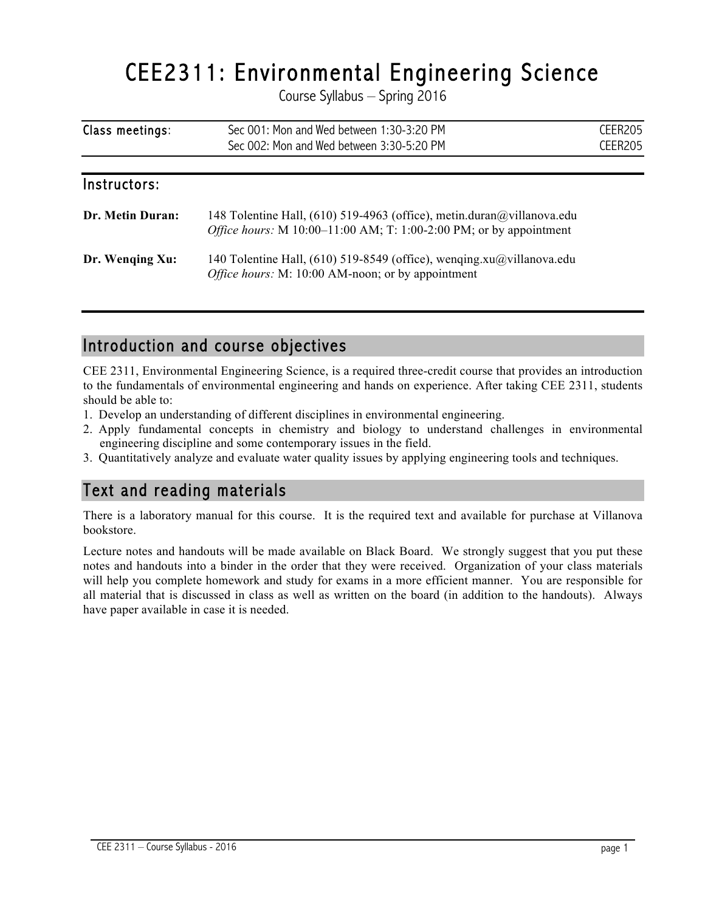# CEE2311: Environmental Engineering Science

Course Syllabus – Spring 2016

| Class meetings: | | |
|---|---|---|
| | Sec 001: Mon and Wed between 1:30-3:20 PM | CEER205 |
| | Sec 002: Mon and Wed between 3:30-5:20 PM | CEER205 |

## Instructors:

**Dr. Metin Duran:** 148 Tolentine Hall, (610) 519-4963 (office), metin.duran@villanova.edu
*Office hours:* M 10:00–11:00 AM; T: 1:00-2:00 PM; or by appointment

**Dr. Wenqing Xu:** 140 Tolentine Hall, (610) 519-8549 (office), wenqing.xu@villanova.edu
*Office hours:* M: 10:00 AM-noon; or by appointment

## Introduction and course objectives

CEE 2311, Environmental Engineering Science, is a required three-credit course that provides an introduction to the fundamentals of environmental engineering and hands on experience. After taking CEE 2311, students should be able to:

1. Develop an understanding of different disciplines in environmental engineering.
2. Apply fundamental concepts in chemistry and biology to understand challenges in environmental engineering discipline and some contemporary issues in the field.
3. Quantitatively analyze and evaluate water quality issues by applying engineering tools and techniques.

## Text and reading materials

There is a laboratory manual for this course. It is the required text and available for purchase at Villanova bookstore.

Lecture notes and handouts will be made available on Black Board. We strongly suggest that you put these notes and handouts into a binder in the order that they were received. Organization of your class materials will help you complete homework and study for exams in a more efficient manner. You are responsible for all material that is discussed in class as well as written on the board (in addition to the handouts). Always have paper available in case it is needed.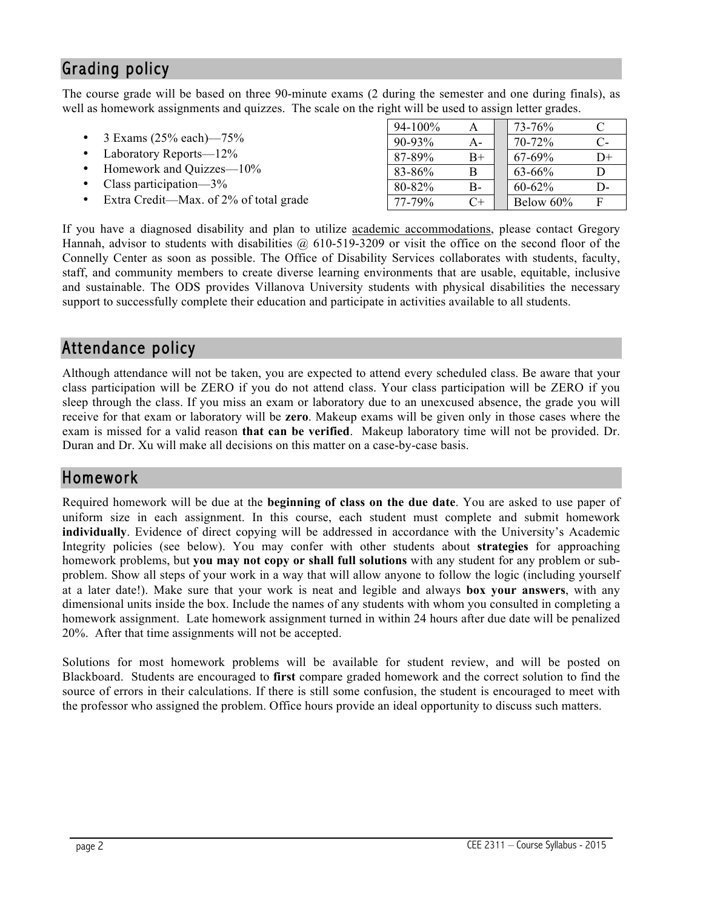## Grading policy

The course grade will be based on three 90-minute exams (2 during the semester and one during finals), as well as homework assignments and quizzes. The scale on the right will be used to assign letter grades.

- 3 Exams (25% each)—75%
- Laboratory Reports—12%
- Homework and Quizzes—10%
- Class participation—3%
- Extra Credit—Max. of 2% of total grade

| 94-100% | A | | 73-76% | C |
|---|---|---|---|---|
| 90-93% | A- | | 70-72% | C- |
| 87-89% | B+ | | 67-69% | D+ |
| 83-86% | B | | 63-66% | D |
| 80-82% | B- | | 60-62% | D- |
| 77-79% | C+ | | Below 60% | F |

If you have a diagnosed disability and plan to utilize academic accommodations, please contact Gregory Hannah, advisor to students with disabilities @ 610-519-3209 or visit the office on the second floor of the Connelly Center as soon as possible. The Office of Disability Services collaborates with students, faculty, staff, and community members to create diverse learning environments that are usable, equitable, inclusive and sustainable. The ODS provides Villanova University students with physical disabilities the necessary support to successfully complete their education and participate in activities available to all students.

## Attendance policy

Although attendance will not be taken, you are expected to attend every scheduled class. Be aware that your class participation will be ZERO if you do not attend class. Your class participation will be ZERO if you sleep through the class. If you miss an exam or laboratory due to an unexcused absence, the grade you will receive for that exam or laboratory will be **zero**. Makeup exams will be given only in those cases where the exam is missed for a valid reason **that can be verified**. Makeup laboratory time will not be provided. Dr. Duran and Dr. Xu will make all decisions on this matter on a case-by-case basis.

## Homework

Required homework will be due at the **beginning of class on the due date**. You are asked to use paper of uniform size in each assignment. In this course, each student must complete and submit homework **individually**. Evidence of direct copying will be addressed in accordance with the University's Academic Integrity policies (see below). You may confer with other students about **strategies** for approaching homework problems, but **you may not copy or shall full solutions** with any student for any problem or sub-problem. Show all steps of your work in a way that will allow anyone to follow the logic (including yourself at a later date!). Make sure that your work is neat and legible and always **box your answers**, with any dimensional units inside the box. Include the names of any students with whom you consulted in completing a homework assignment. Late homework assignment turned in within 24 hours after due date will be penalized 20%. After that time assignments will not be accepted.

Solutions for most homework problems will be available for student review, and will be posted on Blackboard. Students are encouraged to **first** compare graded homework and the correct solution to find the source of errors in their calculations. If there is still some confusion, the student is encouraged to meet with the professor who assigned the problem. Office hours provide an ideal opportunity to discuss such matters.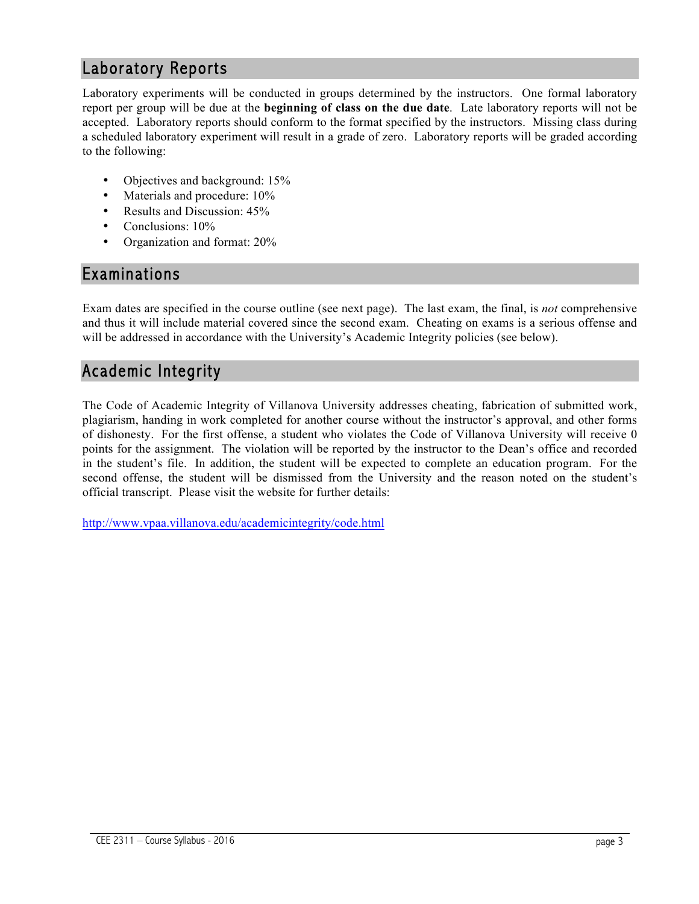## Laboratory Reports

Laboratory experiments will be conducted in groups determined by the instructors. One formal laboratory report per group will be due at the **beginning of class on the due date**. Late laboratory reports will not be accepted. Laboratory reports should conform to the format specified by the instructors. Missing class during a scheduled laboratory experiment will result in a grade of zero. Laboratory reports will be graded according to the following:

- Objectives and background: 15%
- Materials and procedure: 10%
- Results and Discussion: 45%
- Conclusions: 10%
- Organization and format: 20%

## Examinations

Exam dates are specified in the course outline (see next page). The last exam, the final, is *not* comprehensive and thus it will include material covered since the second exam. Cheating on exams is a serious offense and will be addressed in accordance with the University's Academic Integrity policies (see below).

## Academic Integrity

The Code of Academic Integrity of Villanova University addresses cheating, fabrication of submitted work, plagiarism, handing in work completed for another course without the instructor's approval, and other forms of dishonesty. For the first offense, a student who violates the Code of Villanova University will receive 0 points for the assignment. The violation will be reported by the instructor to the Dean's office and recorded in the student's file. In addition, the student will be expected to complete an education program. For the second offense, the student will be dismissed from the University and the reason noted on the student's official transcript. Please visit the website for further details:

http://www.vpaa.villanova.edu/academicintegrity/code.html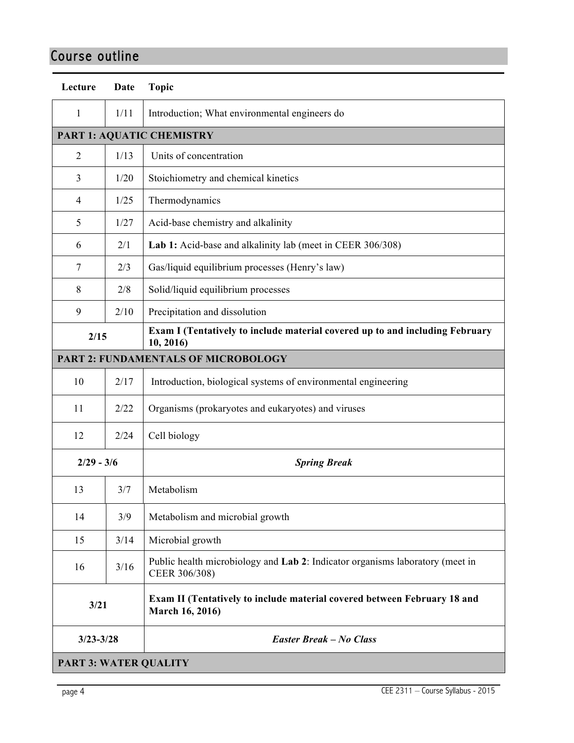## Course outline

| Lecture | Date | Topic |
|---|---|---|
| 1 | 1/11 | Introduction; What environmental engineers do |
| **PART 1: AQUATIC CHEMISTRY** | | |
| 2 | 1/13 | Units of concentration |
| 3 | 1/20 | Stoichiometry and chemical kinetics |
| 4 | 1/25 | Thermodynamics |
| 5 | 1/27 | Acid-base chemistry and alkalinity |
| 6 | 2/1 | **Lab 1:** Acid-base and alkalinity lab (meet in CEER 306/308) |
| 7 | 2/3 | Gas/liquid equilibrium processes (Henry's law) |
| 8 | 2/8 | Solid/liquid equilibrium processes |
| 9 | 2/10 | Precipitation and dissolution |
| **2/15** | | **Exam I (Tentatively to include material covered up to and including February 10, 2016)** |
| **PART 2: FUNDAMENTALS OF MICROBOLOGY** | | |
| 10 | 2/17 | Introduction, biological systems of environmental engineering |
| 11 | 2/22 | Organisms (prokaryotes and eukaryotes) and viruses |
| 12 | 2/24 | Cell biology |
| **2/29 - 3/6** | | ***Spring Break*** |
| 13 | 3/7 | Metabolism |
| 14 | 3/9 | Metabolism and microbial growth |
| 15 | 3/14 | Microbial growth |
| 16 | 3/16 | Public health microbiology and **Lab 2**: Indicator organisms laboratory (meet in CEER 306/308) |
| **3/21** | | **Exam II (Tentatively to include material covered between February 18 and March 16, 2016)** |
| **3/23-3/28** | | ***Easter Break – No Class*** |
| **PART 3: WATER QUALITY** | | |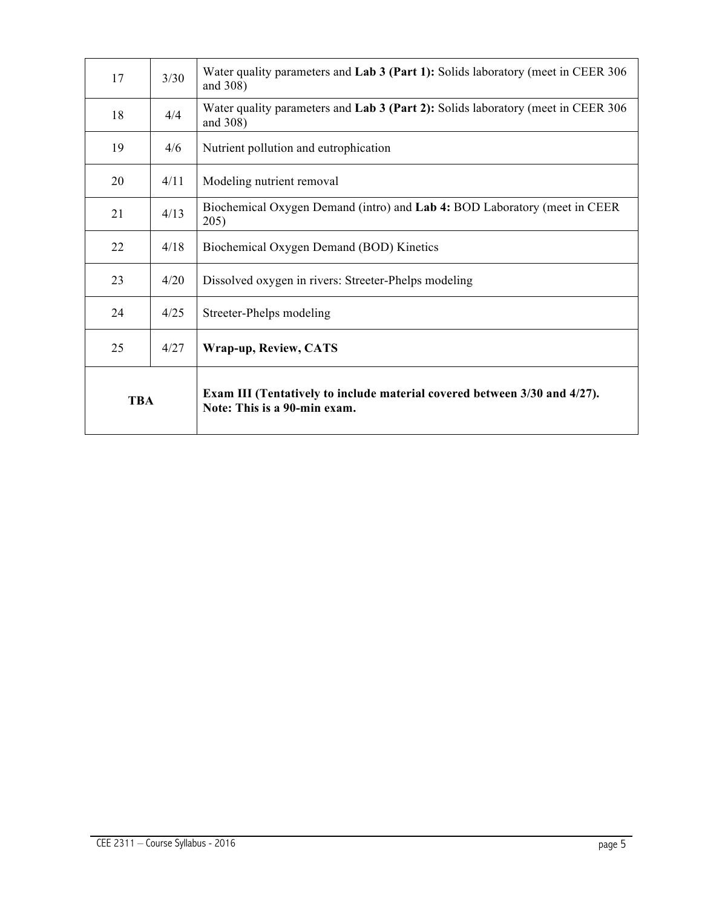| | | |
|---|---|---|
| 17 | 3/30 | Water quality parameters and **Lab 3 (Part 1):** Solids laboratory (meet in CEER 306 and 308) |
| 18 | 4/4 | Water quality parameters and **Lab 3 (Part 2):** Solids laboratory (meet in CEER 306 and 308) |
| 19 | 4/6 | Nutrient pollution and eutrophication |
| 20 | 4/11 | Modeling nutrient removal |
| 21 | 4/13 | Biochemical Oxygen Demand (intro) and **Lab 4:** BOD Laboratory (meet in CEER 205) |
| 22 | 4/18 | Biochemical Oxygen Demand (BOD) Kinetics |
| 23 | 4/20 | Dissolved oxygen in rivers: Streeter-Phelps modeling |
| 24 | 4/25 | Streeter-Phelps modeling |
| 25 | 4/27 | **Wrap-up, Review, CATS** |
| **TBA** | | **Exam III (Tentatively to include material covered between 3/30 and 4/27). Note: This is a 90-min exam.** |